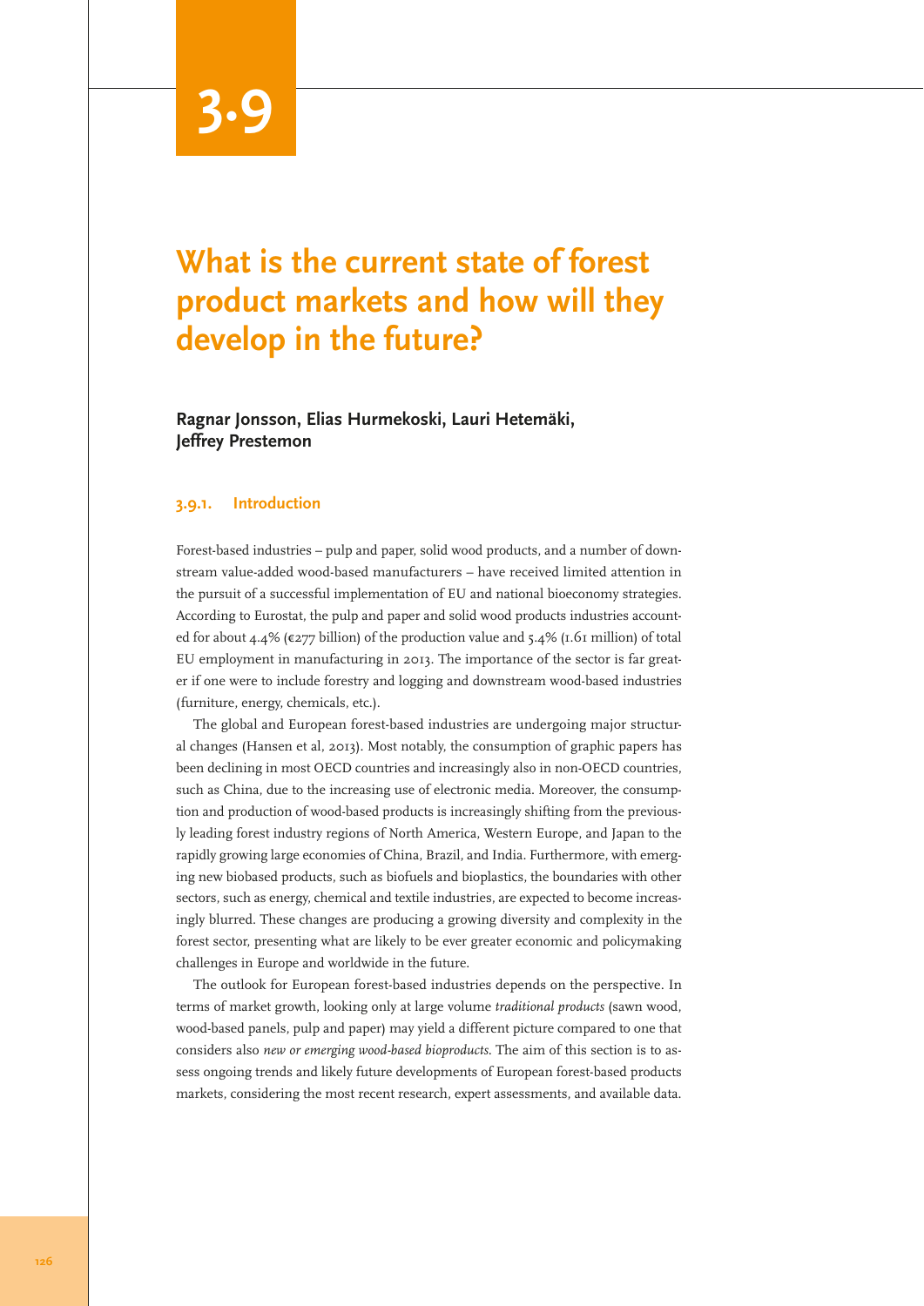# 3.9

## What is the current state of forest product markets and how will they develop in the future?

**Ragnar Jonsson, Elias Hurmekoski, Lauri Hetemäki, Jeffrey Prestemon**

### 3.9.1. Introduction

Forest-based industries – pulp and paper, solid wood products, and a number of downstream value-added wood-based manufacturers – have received limited attention in the pursuit of a successful implementation of EU and national bioeconomy strategies. According to Eurostat, the pulp and paper and solid wood products industries accounted for about 4.4% (€277 billion) of the production value and 5.4% (1.61 million) of total EU employment in manufacturing in 2013. The importance of the sector is far greater if one were to include forestry and logging and downstream wood-based industries (furniture, energy, chemicals, etc.).

The global and European forest-based industries are undergoing major structural changes (Hansen et al, 2013). Most notably, the consumption of graphic papers has been declining in most OECD countries and increasingly also in non-OECD countries, such as China, due to the increasing use of electronic media. Moreover, the consumption and production of wood-based products is increasingly shifting from the previously leading forest industry regions of North America, Western Europe, and Japan to the rapidly growing large economies of China, Brazil, and India. Furthermore, with emerging new biobased products, such as biofuels and bioplastics, the boundaries with other sectors, such as energy, chemical and textile industries, are expected to become increasingly blurred. These changes are producing a growing diversity and complexity in the forest sector, presenting what are likely to be ever greater economic and policymaking challenges in Europe and worldwide in the future.

The outlook for European forest-based industries depends on the perspective. In terms of market growth, looking only at large volume *traditional products* (sawn wood, wood-based panels, pulp and paper) may yield a different picture compared to one that considers also *new or emerging wood-based bioproducts*. The aim of this section is to assess ongoing trends and likely future developments of European forest-based products markets, considering the most recent research, expert assessments, and available data.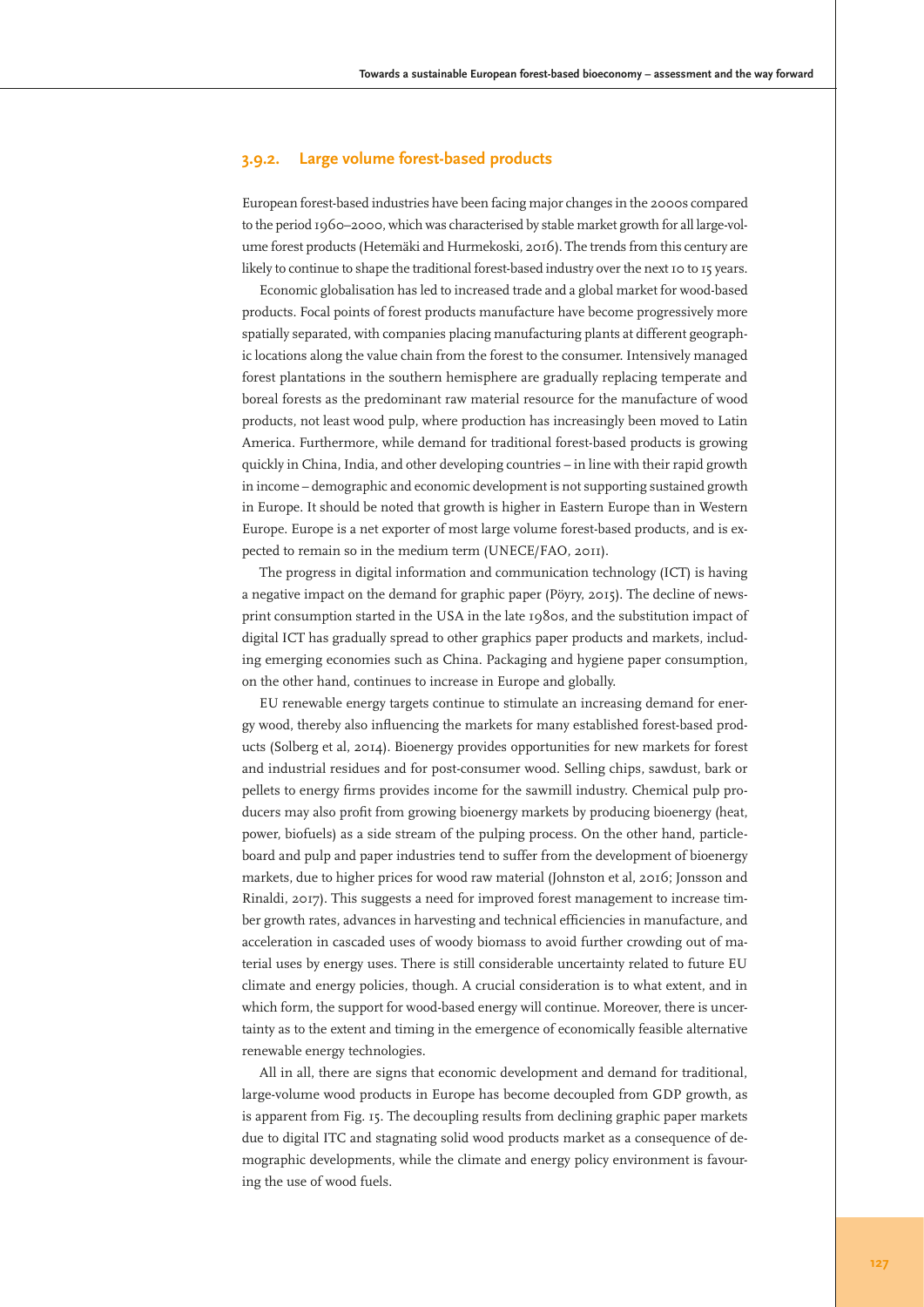### 3.9.2. Large volume forest-based products

European forest-based industries have been facing major changes in the 2000s compared to the period 1960–2000, which was characterised by stable market growth for all large-volume forest products (Hetemäki and Hurmekoski, 2016). The trends from this century are likely to continue to shape the traditional forest-based industry over the next 10 to 15 years.

Economic globalisation has led to increased trade and a global market for wood-based products. Focal points of forest products manufacture have become progressively more spatially separated, with companies placing manufacturing plants at different geographic locations along the value chain from the forest to the consumer. Intensively managed forest plantations in the southern hemisphere are gradually replacing temperate and boreal forests as the predominant raw material resource for the manufacture of wood products, not least wood pulp, where production has increasingly been moved to Latin America. Furthermore, while demand for traditional forest-based products is growing quickly in China, India, and other developing countries – in line with their rapid growth in income – demographic and economic development is not supporting sustained growth in Europe. It should be noted that growth is higher in Eastern Europe than in Western Europe. Europe is a net exporter of most large volume forest-based products, and is expected to remain so in the medium term (UNECE/FAO, 2011).

The progress in digital information and communication technology (ICT) is having a negative impact on the demand for graphic paper (Pöyry, 2015). The decline of newsprint consumption started in the USA in the late 1980s, and the substitution impact of digital ICT has gradually spread to other graphics paper products and markets, including emerging economies such as China. Packaging and hygiene paper consumption, on the other hand, continues to increase in Europe and globally.

EU renewable energy targets continue to stimulate an increasing demand for energy wood, thereby also influencing the markets for many established forest-based products (Solberg et al, 2014). Bioenergy provides opportunities for new markets for forest and industrial residues and for post-consumer wood. Selling chips, sawdust, bark or pellets to energy firms provides income for the sawmill industry. Chemical pulp producers may also profit from growing bioenergy markets by producing bioenergy (heat, power, biofuels) as a side stream of the pulping process. On the other hand, particleboard and pulp and paper industries tend to suffer from the development of bioenergy markets, due to higher prices for wood raw material (Johnston et al, 2016; Jonsson and Rinaldi, 2017). This suggests a need for improved forest management to increase timber growth rates, advances in harvesting and technical efficiencies in manufacture, and acceleration in cascaded uses of woody biomass to avoid further crowding out of material uses by energy uses. There is still considerable uncertainty related to future EU climate and energy policies, though. A crucial consideration is to what extent, and in which form, the support for wood-based energy will continue. Moreover, there is uncertainty as to the extent and timing in the emergence of economically feasible alternative renewable energy technologies.

All in all, there are signs that economic development and demand for traditional, large-volume wood products in Europe has become decoupled from GDP growth, as is apparent from Fig. 15. The decoupling results from declining graphic paper markets due to digital ITC and stagnating solid wood products market as a consequence of demographic developments, while the climate and energy policy environment is favouring the use of wood fuels.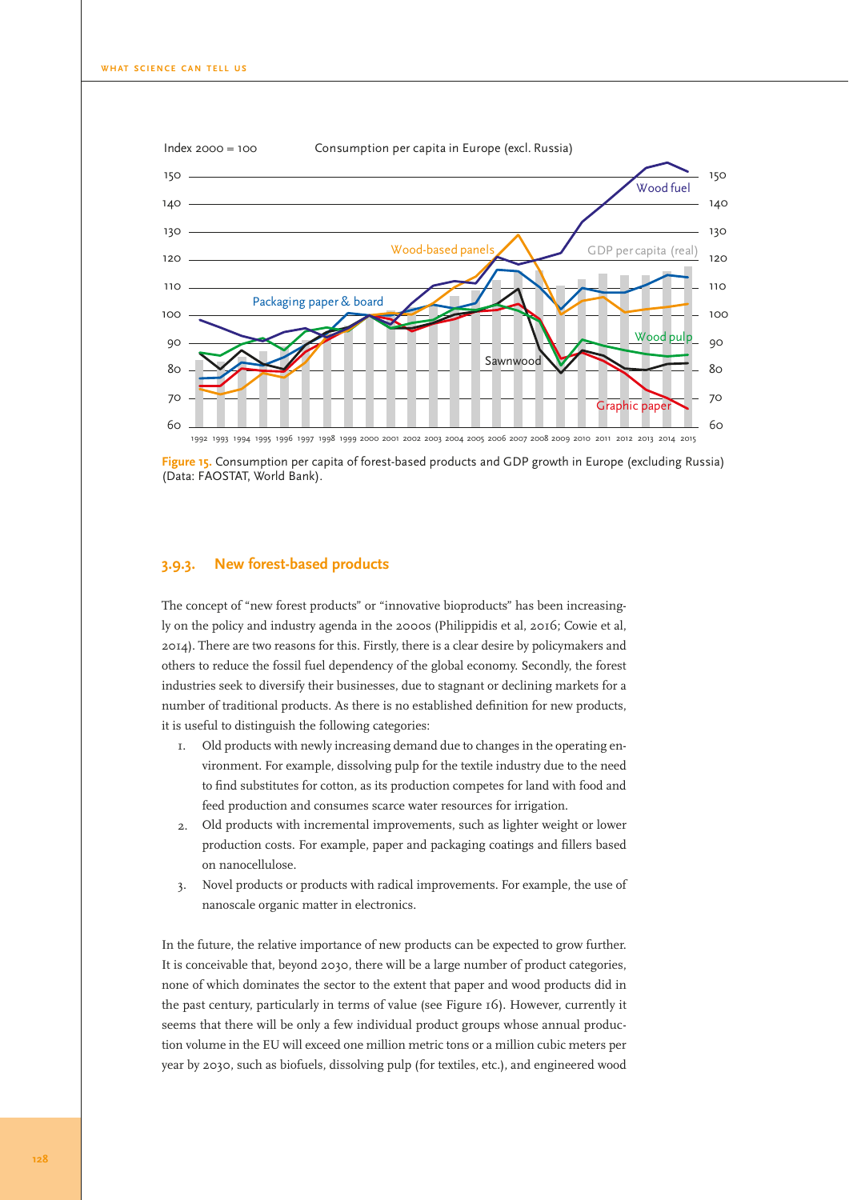Figure 15. Consumption per capita of forest-based products and GDP growth in Europe (excluding Russia) (Data: FAOSTAT, World Bank).

### 3.9.3. New forest-based products

The concept of "new forest products" or "innovative bioproducts" has been increasingly on the policy and industry agenda in the 2000s (Philippidis et al, 2016; Cowie et al, 2014). There are two reasons for this. Firstly, there is a clear desire by policymakers and others to reduce the fossil fuel dependency of the global economy. Secondly, the forest industries seek to diversify their businesses, due to stagnant or declining markets for a number of traditional products. As there is no established definition for new products, it is useful to distinguish the following categories:

1. Old products with newly increasing demand due to changes in the operating environment. For example, dissolving pulp for the textile industry due to the need to find substitutes for cotton, as its production competes for land with food and feed production and consumes scarce water resources for irrigation.
2. Old products with incremental improvements, such as lighter weight or lower production costs. For example, paper and packaging coatings and fillers based on nanocellulose.
3. Novel products or products with radical improvements. For example, the use of nanoscale organic matter in electronics.

In the future, the relative importance of new products can be expected to grow further. It is conceivable that, beyond 2030, there will be a large number of product categories, none of which dominates the sector to the extent that paper and wood products did in the past century, particularly in terms of value (see Figure 16). However, currently it seems that there will be only a few individual product groups whose annual production volume in the EU will exceed one million metric tons or a million cubic meters per year by 2030, such as biofuels, dissolving pulp (for textiles, etc.), and engineered wood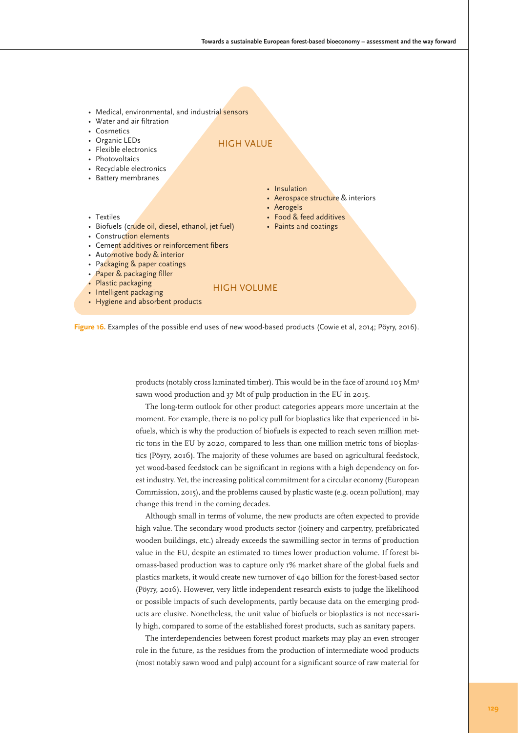- Medical, environmental, and industrial sensors
- Water and air filtration
- Cosmetics
- Organic LEDs
- Flexible electronics
- Photovoltaics
- Recyclable electronics
- Battery membranes

HIGH VALUE

- Insulation
- Aerospace structure & interiors
- Aerogels
- Food & feed additives
- Paints and coatings

- Textiles
- Biofuels (crude oil, diesel, ethanol, jet fuel)
- Construction elements
- Cement additives or reinforcement fibers
- Automotive body & interior
- Packaging & paper coatings
- Paper & packaging filler
- Plastic packaging
- Intelligent packaging
- Hygiene and absorbent products

HIGH VOLUME

**Figure 16.** Examples of the possible end uses of new wood-based products (Cowie et al, 2014; Pöyry, 2016).

products (notably cross laminated timber). This would be in the face of around 105 $Mm^3$ sawn wood production and 37 Mt of pulp production in the EU in 2015.

The long-term outlook for other product categories appears more uncertain at the moment. For example, there is no policy pull for bioplastics like that experienced in biofuels, which is why the production of biofuels is expected to reach seven million metric tons in the EU by 2020, compared to less than one million metric tons of bioplastics (Pöyry, 2016). The majority of these volumes are based on agricultural feedstock, yet wood-based feedstock can be significant in regions with a high dependency on forest industry. Yet, the increasing political commitment for a circular economy (European Commission, 2015), and the problems caused by plastic waste (e.g. ocean pollution), may change this trend in the coming decades.

Although small in terms of volume, the new products are often expected to provide high value. The secondary wood products sector (joinery and carpentry, prefabricated wooden buildings, etc.) already exceeds the sawmilling sector in terms of production value in the EU, despite an estimated 10 times lower production volume. If forest biomass-based production was to capture only 1% market share of the global fuels and plastics markets, it would create new turnover of €40 billion for the forest-based sector (Pöyry, 2016). However, very little independent research exists to judge the likelihood or possible impacts of such developments, partly because data on the emerging products are elusive. Nonetheless, the unit value of biofuels or bioplastics is not necessarily high, compared to some of the established forest products, such as sanitary papers.

The interdependencies between forest product markets may play an even stronger role in the future, as the residues from the production of intermediate wood products (most notably sawn wood and pulp) account for a significant source of raw material for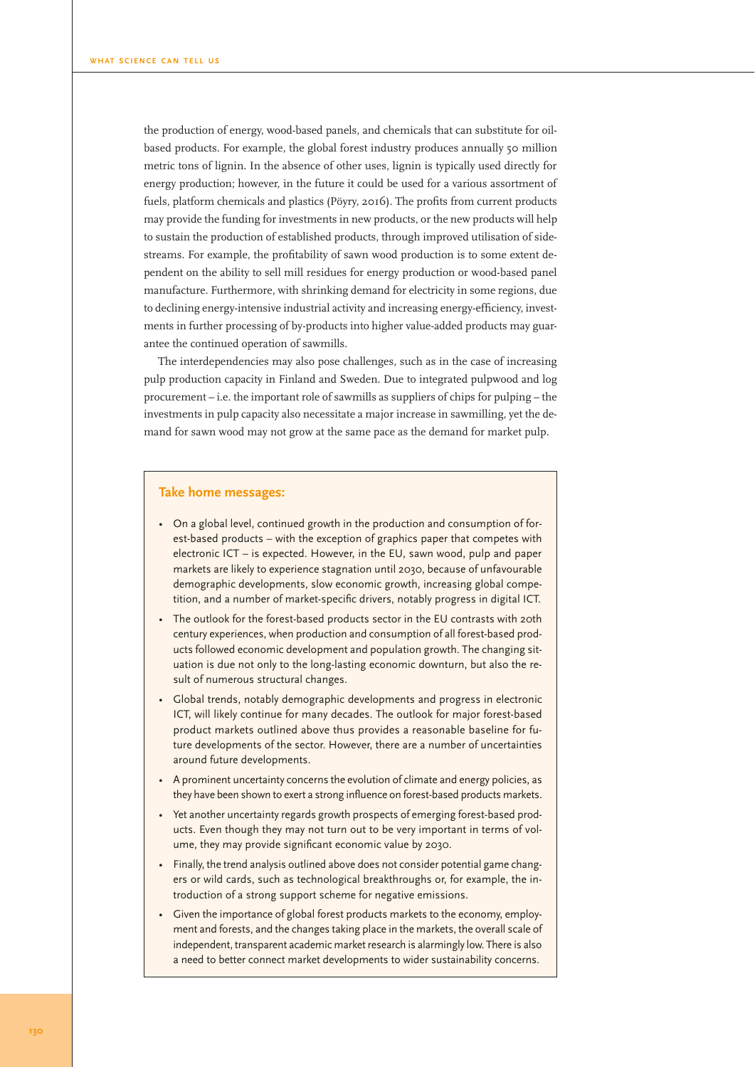the production of energy, wood-based panels, and chemicals that can substitute for oil-based products. For example, the global forest industry produces annually 50 million metric tons of lignin. In the absence of other uses, lignin is typically used directly for energy production; however, in the future it could be used for a various assortment of fuels, platform chemicals and plastics (Pöyry, 2016). The profits from current products may provide the funding for investments in new products, or the new products will help to sustain the production of established products, through improved utilisation of side-streams. For example, the profitability of sawn wood production is to some extent dependent on the ability to sell mill residues for energy production or wood-based panel manufacture. Furthermore, with shrinking demand for electricity in some regions, due to declining energy-intensive industrial activity and increasing energy-efficiency, investments in further processing of by-products into higher value-added products may guarantee the continued operation of sawmills.

The interdependencies may also pose challenges, such as in the case of increasing pulp production capacity in Finland and Sweden. Due to integrated pulpwood and log procurement – i.e. the important role of sawmills as suppliers of chips for pulping – the investments in pulp capacity also necessitate a major increase in sawmilling, yet the demand for sawn wood may not grow at the same pace as the demand for market pulp.

### Take home messages:

- On a global level, continued growth in the production and consumption of forest-based products – with the exception of graphics paper that competes with electronic ICT – is expected. However, in the EU, sawn wood, pulp and paper markets are likely to experience stagnation until 2030, because of unfavourable demographic developments, slow economic growth, increasing global competition, and a number of market-specific drivers, notably progress in digital ICT.
- The outlook for the forest-based products sector in the EU contrasts with 20th century experiences, when production and consumption of all forest-based products followed economic development and population growth. The changing situation is due not only to the long-lasting economic downturn, but also the result of numerous structural changes.
- Global trends, notably demographic developments and progress in electronic ICT, will likely continue for many decades. The outlook for major forest-based product markets outlined above thus provides a reasonable baseline for future developments of the sector. However, there are a number of uncertainties around future developments.
- A prominent uncertainty concerns the evolution of climate and energy policies, as they have been shown to exert a strong influence on forest-based products markets.
- Yet another uncertainty regards growth prospects of emerging forest-based products. Even though they may not turn out to be very important in terms of volume, they may provide significant economic value by 2030.
- Finally, the trend analysis outlined above does not consider potential game changers or wild cards, such as technological breakthroughs or, for example, the introduction of a strong support scheme for negative emissions.
- Given the importance of global forest products markets to the economy, employment and forests, and the changes taking place in the markets, the overall scale of independent, transparent academic market research is alarmingly low. There is also a need to better connect market developments to wider sustainability concerns.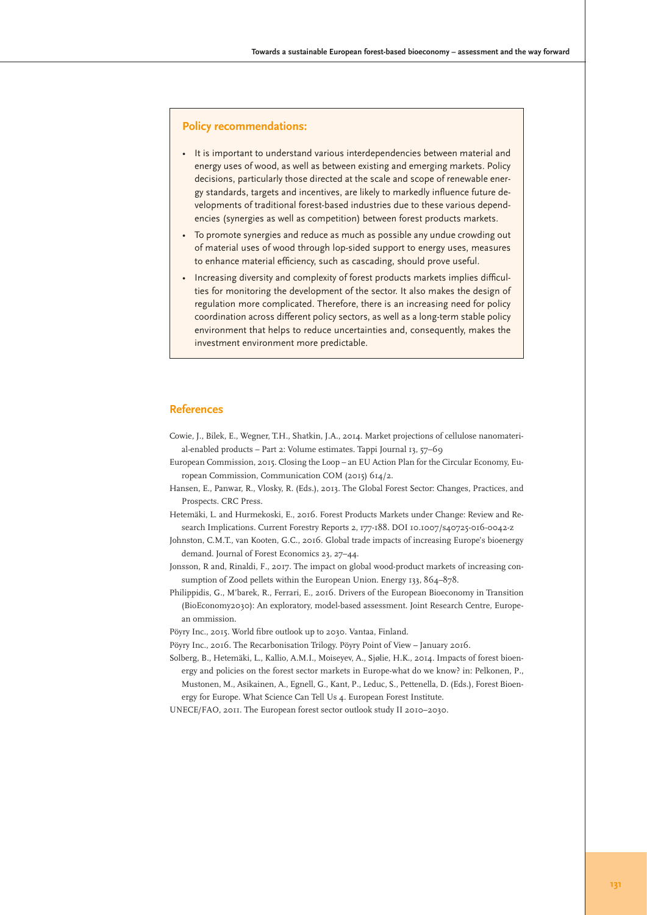**Policy recommendations:**

- It is important to understand various interdependencies between material and energy uses of wood, as well as between existing and emerging markets. Policy decisions, particularly those directed at the scale and scope of renewable energy standards, targets and incentives, are likely to markedly influence future developments of traditional forest-based industries due to these various dependencies (synergies as well as competition) between forest products markets.
- To promote synergies and reduce as much as possible any undue crowding out of material uses of wood through lop-sided support to energy uses, measures to enhance material efficiency, such as cascading, should prove useful.
- Increasing diversity and complexity of forest products markets implies difficulties for monitoring the development of the sector. It also makes the design of regulation more complicated. Therefore, there is an increasing need for policy coordination across different policy sectors, as well as a long-term stable policy environment that helps to reduce uncertainties and, consequently, makes the investment environment more predictable.

## References

Cowie, J., Bilek, E., Wegner, T.H., Shatkin, J.A., 2014. Market projections of cellulose nanomaterial-enabled products – Part 2: Volume estimates. Tappi Journal 13, 57–69

European Commission, 2015. Closing the Loop – an EU Action Plan for the Circular Economy, European Commission, Communication COM (2015) 614/2.

Hansen, E., Panwar, R., Vlosky, R. (Eds.), 2013. The Global Forest Sector: Changes, Practices, and Prospects. CRC Press.

Hetemäki, L. and Hurmekoski, E., 2016. Forest Products Markets under Change: Review and Research Implications. Current Forestry Reports 2, 177-188. DOI 10.1007/s40725-016-0042-z

Johnston, C.M.T., van Kooten, G.C., 2016. Global trade impacts of increasing Europe's bioenergy demand. Journal of Forest Economics 23, 27–44.

Jonsson, R and, Rinaldi, F., 2017. The impact on global wood-product markets of increasing consumption of Zood pellets within the European Union. Energy 133, 864–878.

Philippidis, G., M'barek, R., Ferrari, E., 2016. Drivers of the European Bioeconomy in Transition (BioEconomy2030): An exploratory, model-based assessment. Joint Research Centre, European ommission.

Pöyry Inc., 2015. World fibre outlook up to 2030. Vantaa, Finland.

Pöyry Inc., 2016. The Recarbonisation Trilogy. Pöyry Point of View – January 2016.

Solberg, B., Hetemäki, L., Kallio, A.M.I., Moiseyev, A., Sjølie, H.K., 2014. Impacts of forest bioenergy and policies on the forest sector markets in Europe-what do we know? in: Pelkonen, P., Mustonen, M., Asikainen, A., Egnell, G., Kant, P., Leduc, S., Pettenella, D. (Eds.), Forest Bioenergy for Europe. What Science Can Tell Us 4. European Forest Institute.

UNECE/FAO, 2011. The European forest sector outlook study II 2010–2030.